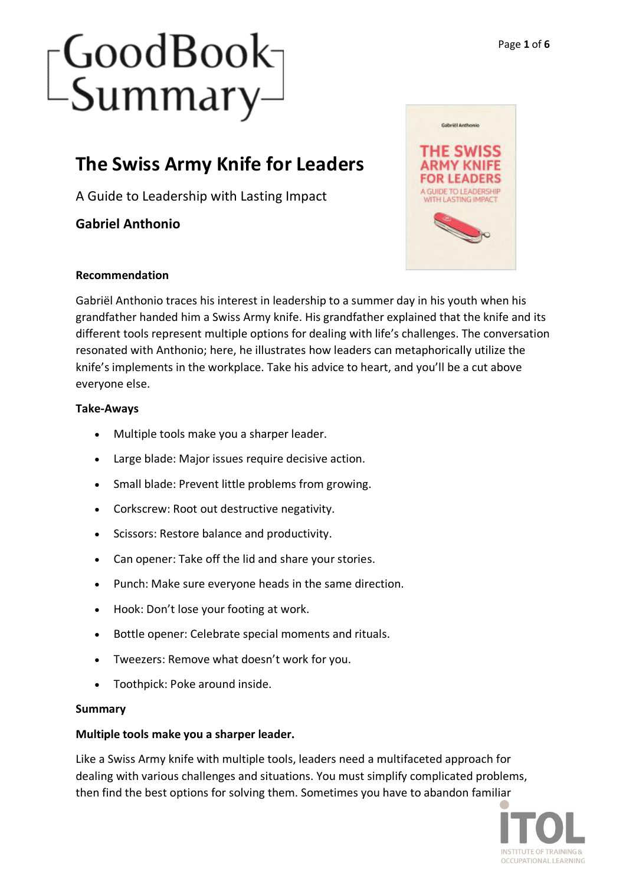# The Swiss Army Knife for Leaders

A Guide to Leadership with Lasting Impact

**Gabriel Anthonio**

### Recommendation

Gabriël Anthonio traces his interest in leadership to a summer day in his youth when his grandfather handed him a Swiss Army knife. His grandfather explained that the knife and its different tools represent multiple options for dealing with life's challenges. The conversation resonated with Anthonio; here, he illustrates how leaders can metaphorically utilize the knife's implements in the workplace. Take his advice to heart, and you'll be a cut above everyone else.

### Take-Aways

- Multiple tools make you a sharper leader.
- Large blade: Major issues require decisive action.
- Small blade: Prevent little problems from growing.
- Corkscrew: Root out destructive negativity.
- Scissors: Restore balance and productivity.
- Can opener: Take off the lid and share your stories.
- Punch: Make sure everyone heads in the same direction.
- Hook: Don't lose your footing at work.
- Bottle opener: Celebrate special moments and rituals.
- Tweezers: Remove what doesn't work for you.
- Toothpick: Poke around inside.

### Summary

**Multiple tools make you a sharper leader.**

Like a Swiss Army knife with multiple tools, leaders need a multifaceted approach for dealing with various challenges and situations. You must simplify complicated problems, then find the best options for solving them. Sometimes you have to abandon familiar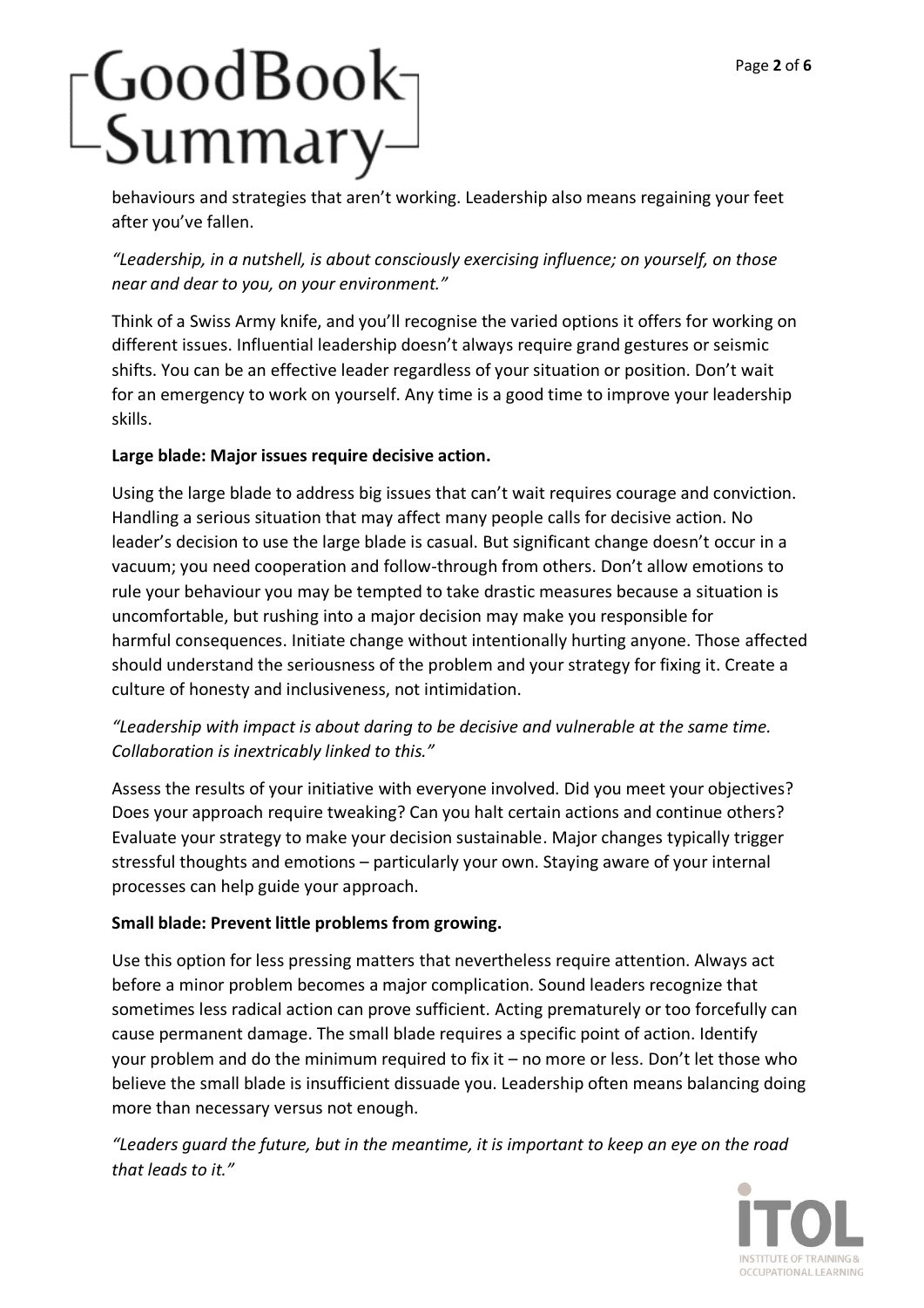behaviours and strategies that aren't working. Leadership also means regaining your feet after you've fallen.

*"Leadership, in a nutshell, is about consciously exercising influence; on yourself, on those near and dear to you, on your environment."*

Think of a Swiss Army knife, and you'll recognise the varied options it offers for working on different issues. Influential leadership doesn't always require grand gestures or seismic shifts. You can be an effective leader regardless of your situation or position. Don't wait for an emergency to work on yourself. Any time is a good time to improve your leadership skills.

**Large blade: Major issues require decisive action.**

Using the large blade to address big issues that can't wait requires courage and conviction. Handling a serious situation that may affect many people calls for decisive action. No leader's decision to use the large blade is casual. But significant change doesn't occur in a vacuum; you need cooperation and follow-through from others. Don't allow emotions to rule your behaviour you may be tempted to take drastic measures because a situation is uncomfortable, but rushing into a major decision may make you responsible for harmful consequences. Initiate change without intentionally hurting anyone. Those affected should understand the seriousness of the problem and your strategy for fixing it. Create a culture of honesty and inclusiveness, not intimidation.

*"Leadership with impact is about daring to be decisive and vulnerable at the same time. Collaboration is inextricably linked to this."*

Assess the results of your initiative with everyone involved. Did you meet your objectives? Does your approach require tweaking? Can you halt certain actions and continue others? Evaluate your strategy to make your decision sustainable. Major changes typically trigger stressful thoughts and emotions – particularly your own. Staying aware of your internal processes can help guide your approach.

**Small blade: Prevent little problems from growing.**

Use this option for less pressing matters that nevertheless require attention. Always act before a minor problem becomes a major complication. Sound leaders recognize that sometimes less radical action can prove sufficient. Acting prematurely or too forcefully can cause permanent damage. The small blade requires a specific point of action. Identify your problem and do the minimum required to fix it – no more or less. Don't let those who believe the small blade is insufficient dissuade you. Leadership often means balancing doing more than necessary versus not enough.

*"Leaders guard the future, but in the meantime, it is important to keep an eye on the road that leads to it."*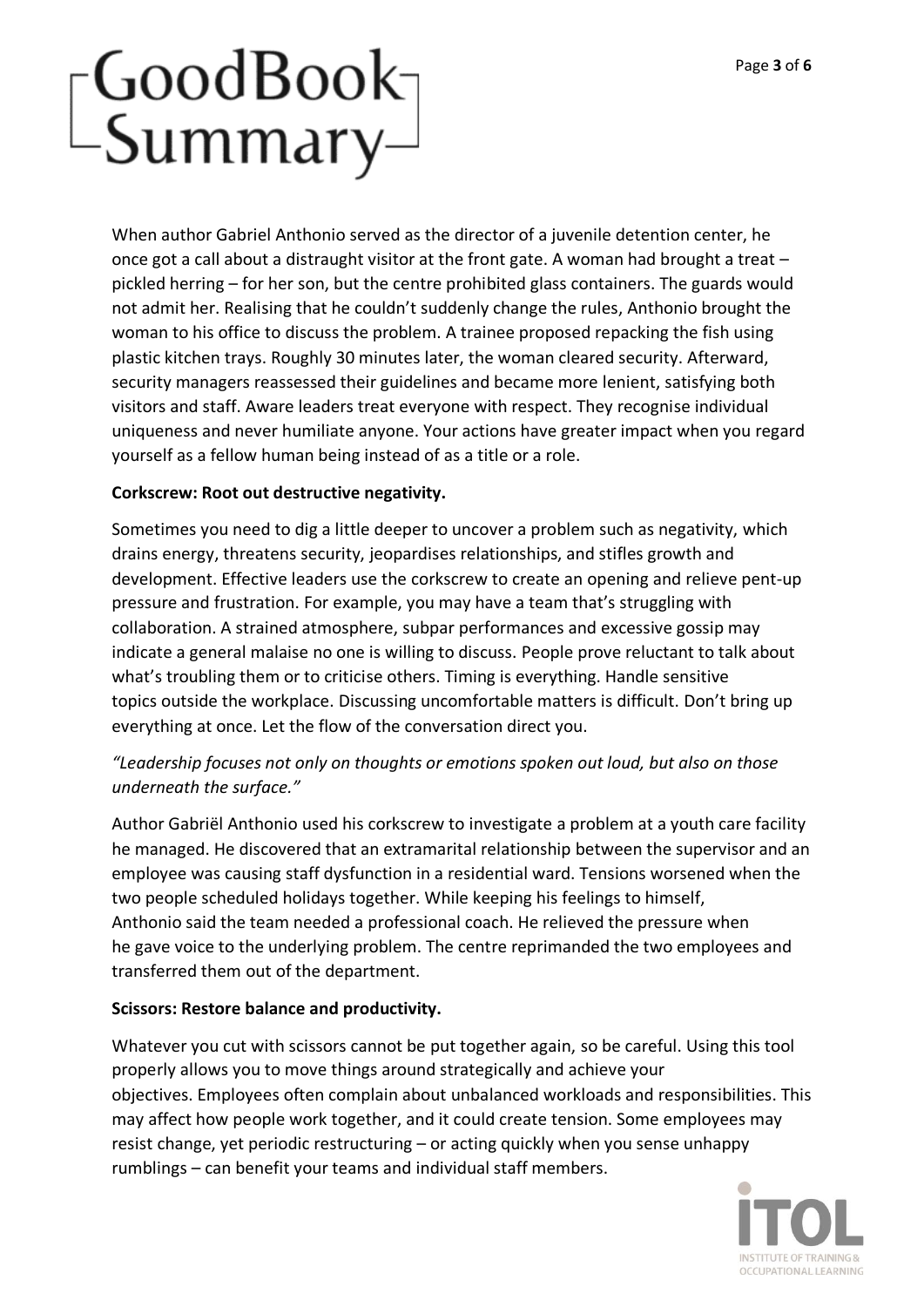When author Gabriel Anthonio served as the director of a juvenile detention center, he once got a call about a distraught visitor at the front gate. A woman had brought a treat – pickled herring – for her son, but the centre prohibited glass containers. The guards would not admit her. Realising that he couldn't suddenly change the rules, Anthonio brought the woman to his office to discuss the problem. A trainee proposed repacking the fish using plastic kitchen trays. Roughly 30 minutes later, the woman cleared security. Afterward, security managers reassessed their guidelines and became more lenient, satisfying both visitors and staff. Aware leaders treat everyone with respect. They recognise individual uniqueness and never humiliate anyone. Your actions have greater impact when you regard yourself as a fellow human being instead of as a title or a role.

**Corkscrew: Root out destructive negativity.**

Sometimes you need to dig a little deeper to uncover a problem such as negativity, which drains energy, threatens security, jeopardises relationships, and stifles growth and development. Effective leaders use the corkscrew to create an opening and relieve pent-up pressure and frustration. For example, you may have a team that's struggling with collaboration. A strained atmosphere, subpar performances and excessive gossip may indicate a general malaise no one is willing to discuss. People prove reluctant to talk about what's troubling them or to criticise others. Timing is everything. Handle sensitive topics outside the workplace. Discussing uncomfortable matters is difficult. Don't bring up everything at once. Let the flow of the conversation direct you.

*"Leadership focuses not only on thoughts or emotions spoken out loud, but also on those underneath the surface."*

Author Gabriël Anthonio used his corkscrew to investigate a problem at a youth care facility he managed. He discovered that an extramarital relationship between the supervisor and an employee was causing staff dysfunction in a residential ward. Tensions worsened when the two people scheduled holidays together. While keeping his feelings to himself, Anthonio said the team needed a professional coach. He relieved the pressure when he gave voice to the underlying problem. The centre reprimanded the two employees and transferred them out of the department.

**Scissors: Restore balance and productivity.**

Whatever you cut with scissors cannot be put together again, so be careful. Using this tool properly allows you to move things around strategically and achieve your objectives. Employees often complain about unbalanced workloads and responsibilities. This may affect how people work together, and it could create tension. Some employees may resist change, yet periodic restructuring – or acting quickly when you sense unhappy rumblings – can benefit your teams and individual staff members.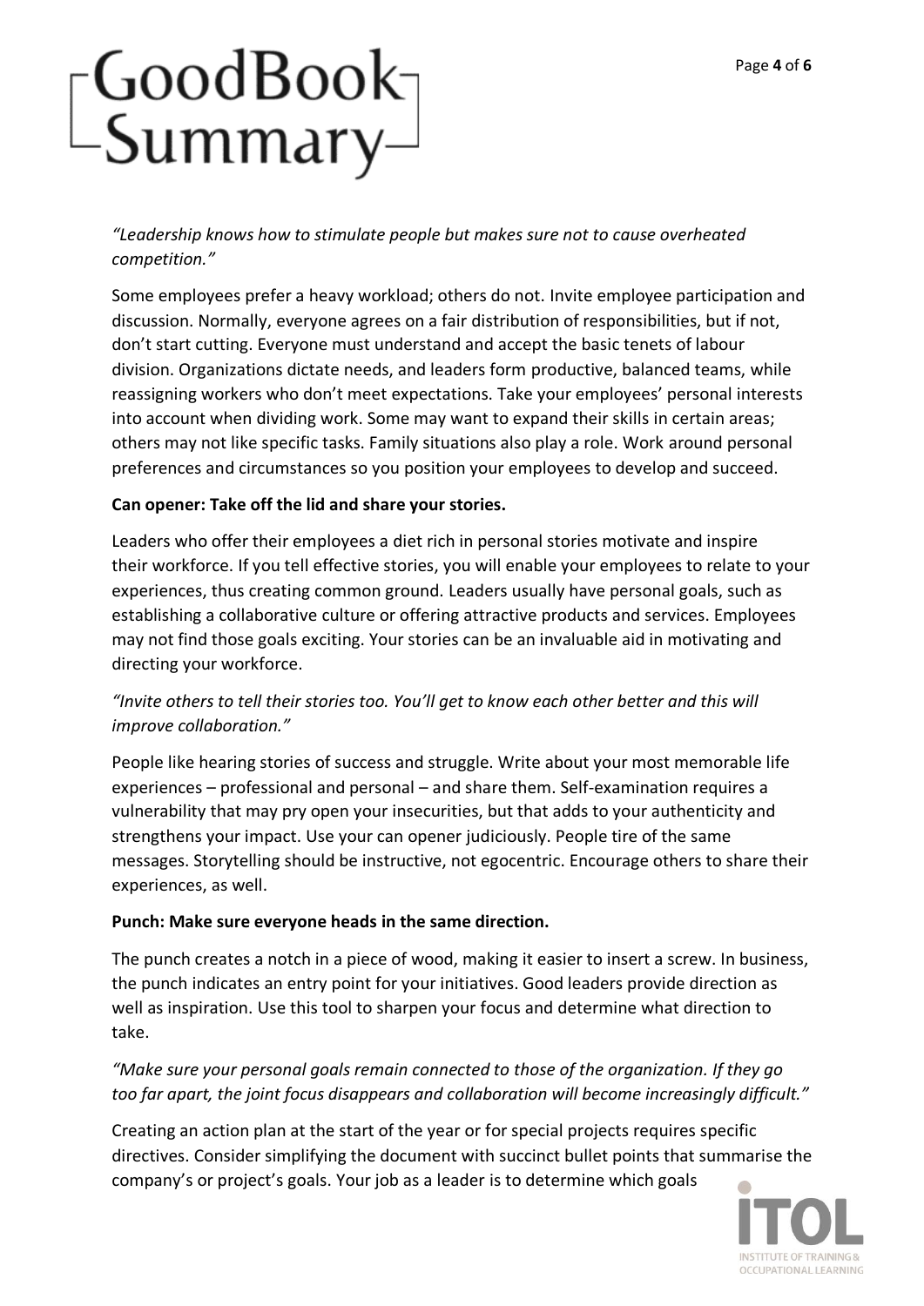*"Leadership knows how to stimulate people but makes sure not to cause overheated competition."*

Some employees prefer a heavy workload; others do not. Invite employee participation and discussion. Normally, everyone agrees on a fair distribution of responsibilities, but if not, don't start cutting. Everyone must understand and accept the basic tenets of labour division. Organizations dictate needs, and leaders form productive, balanced teams, while reassigning workers who don't meet expectations. Take your employees' personal interests into account when dividing work. Some may want to expand their skills in certain areas; others may not like specific tasks. Family situations also play a role. Work around personal preferences and circumstances so you position your employees to develop and succeed.

**Can opener: Take off the lid and share your stories.**

Leaders who offer their employees a diet rich in personal stories motivate and inspire their workforce. If you tell effective stories, you will enable your employees to relate to your experiences, thus creating common ground. Leaders usually have personal goals, such as establishing a collaborative culture or offering attractive products and services. Employees may not find those goals exciting. Your stories can be an invaluable aid in motivating and directing your workforce.

*"Invite others to tell their stories too. You'll get to know each other better and this will improve collaboration."*

People like hearing stories of success and struggle. Write about your most memorable life experiences – professional and personal – and share them. Self-examination requires a vulnerability that may pry open your insecurities, but that adds to your authenticity and strengthens your impact. Use your can opener judiciously. People tire of the same messages. Storytelling should be instructive, not egocentric. Encourage others to share their experiences, as well.

**Punch: Make sure everyone heads in the same direction.**

The punch creates a notch in a piece of wood, making it easier to insert a screw. In business, the punch indicates an entry point for your initiatives. Good leaders provide direction as well as inspiration. Use this tool to sharpen your focus and determine what direction to take.

*"Make sure your personal goals remain connected to those of the organization. If they go too far apart, the joint focus disappears and collaboration will become increasingly difficult."*

Creating an action plan at the start of the year or for special projects requires specific directives. Consider simplifying the document with succinct bullet points that summarise the company's or project's goals. Your job as a leader is to determine which goals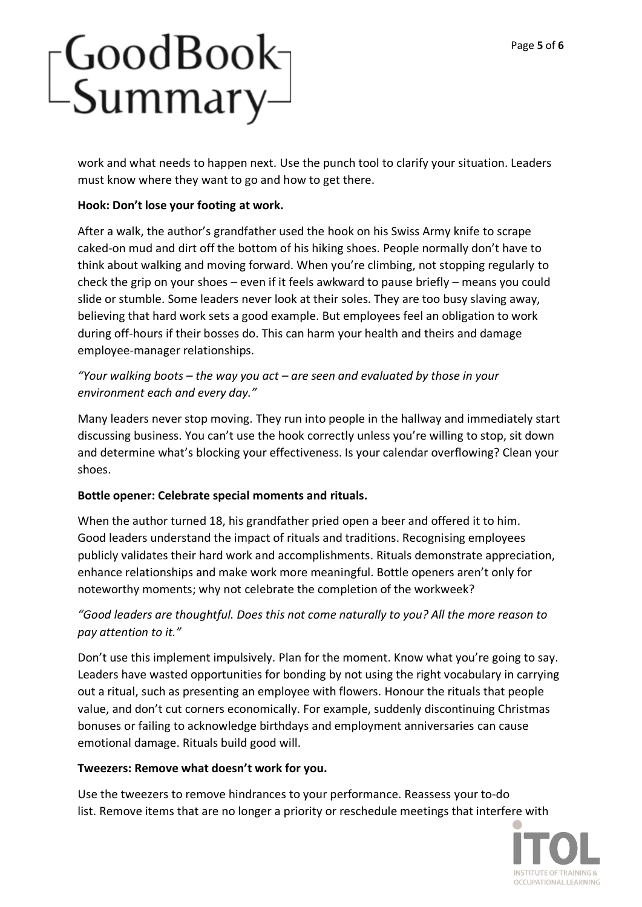work and what needs to happen next. Use the punch tool to clarify your situation. Leaders must know where they want to go and how to get there.

**Hook: Don't lose your footing at work.**

After a walk, the author's grandfather used the hook on his Swiss Army knife to scrape caked-on mud and dirt off the bottom of his hiking shoes. People normally don't have to think about walking and moving forward. When you're climbing, not stopping regularly to check the grip on your shoes – even if it feels awkward to pause briefly – means you could slide or stumble. Some leaders never look at their soles. They are too busy slaving away, believing that hard work sets a good example. But employees feel an obligation to work during off-hours if their bosses do. This can harm your health and theirs and damage employee-manager relationships.

*"Your walking boots – the way you act – are seen and evaluated by those in your environment each and every day."*

Many leaders never stop moving. They run into people in the hallway and immediately start discussing business. You can't use the hook correctly unless you're willing to stop, sit down and determine what's blocking your effectiveness. Is your calendar overflowing? Clean your shoes.

**Bottle opener: Celebrate special moments and rituals.**

When the author turned 18, his grandfather pried open a beer and offered it to him. Good leaders understand the impact of rituals and traditions. Recognising employees publicly validates their hard work and accomplishments. Rituals demonstrate appreciation, enhance relationships and make work more meaningful. Bottle openers aren't only for noteworthy moments; why not celebrate the completion of the workweek?

*"Good leaders are thoughtful. Does this not come naturally to you? All the more reason to pay attention to it."*

Don't use this implement impulsively. Plan for the moment. Know what you're going to say. Leaders have wasted opportunities for bonding by not using the right vocabulary in carrying out a ritual, such as presenting an employee with flowers. Honour the rituals that people value, and don't cut corners economically. For example, suddenly discontinuing Christmas bonuses or failing to acknowledge birthdays and employment anniversaries can cause emotional damage. Rituals build good will.

**Tweezers: Remove what doesn't work for you.**

Use the tweezers to remove hindrances to your performance. Reassess your to-do list. Remove items that are no longer a priority or reschedule meetings that interfere with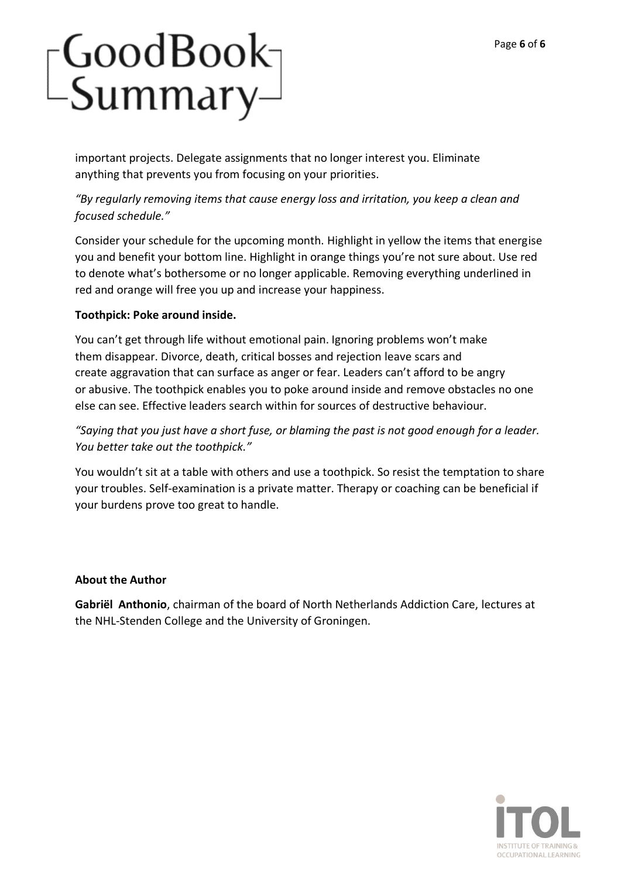important projects. Delegate assignments that no longer interest you. Eliminate anything that prevents you from focusing on your priorities.

*"By regularly removing items that cause energy loss and irritation, you keep a clean and focused schedule."*

Consider your schedule for the upcoming month. Highlight in yellow the items that energise you and benefit your bottom line. Highlight in orange things you're not sure about. Use red to denote what's bothersome or no longer applicable. Removing everything underlined in red and orange will free you up and increase your happiness.

**Toothpick: Poke around inside.**

You can't get through life without emotional pain. Ignoring problems won't make them disappear. Divorce, death, critical bosses and rejection leave scars and create aggravation that can surface as anger or fear. Leaders can't afford to be angry or abusive. The toothpick enables you to poke around inside and remove obstacles no one else can see. Effective leaders search within for sources of destructive behaviour.

*"Saying that you just have a short fuse, or blaming the past is not good enough for a leader. You better take out the toothpick."*

You wouldn't sit at a table with others and use a toothpick. So resist the temptation to share your troubles. Self-examination is a private matter. Therapy or coaching can be beneficial if your burdens prove too great to handle.

**About the Author**

**Gabriël Anthonio**, chairman of the board of North Netherlands Addiction Care, lectures at the NHL-Stenden College and the University of Groningen.